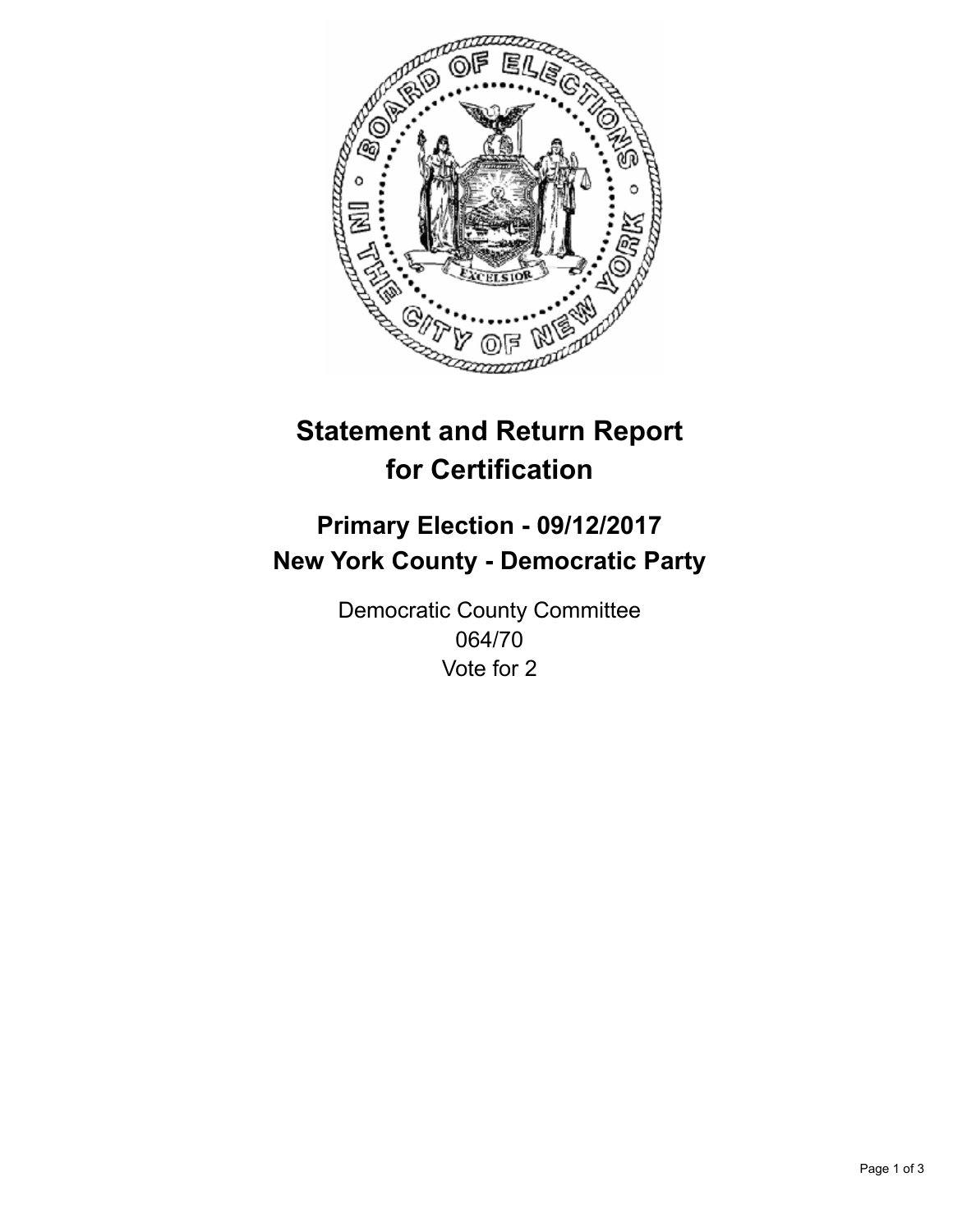# Statement and Return Report for Certification

## Primary Election - 09/12/2017
## New York County - Democratic Party

Democratic County Committee
064/70
Vote for 2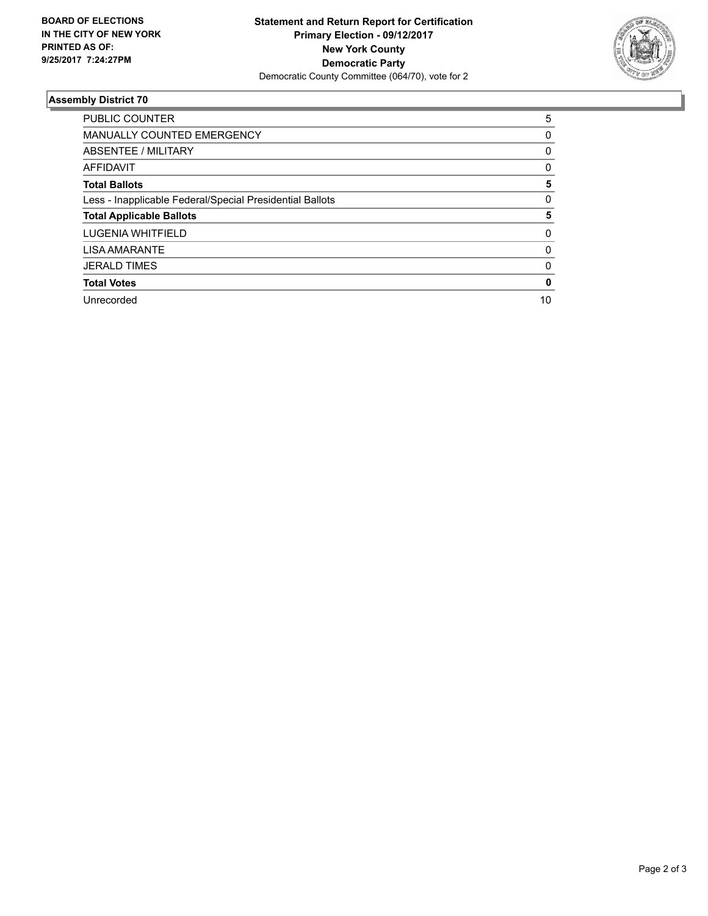**BOARD OF ELECTIONS IN THE CITY OF NEW YORK PRINTED AS OF: 9/25/2017 7:24:27PM**

**Statement and Return Report for Certification**
**Primary Election - 09/12/2017**
**New York County**
**Democratic Party**
Democratic County Committee (064/70), vote for 2

### Assembly District 70

| | |
|---|---|
| PUBLIC COUNTER | 5 |
| MANUALLY COUNTED EMERGENCY | 0 |
| ABSENTEE / MILITARY | 0 |
| AFFIDAVIT | 0 |
| **Total Ballots** | **5** |
| Less - Inapplicable Federal/Special Presidential Ballots | 0 |
| **Total Applicable Ballots** | **5** |
| LUGENIA WHITFIELD | 0 |
| LISA AMARANTE | 0 |
| JERALD TIMES | 0 |
| **Total Votes** | **0** |
| Unrecorded | 10 |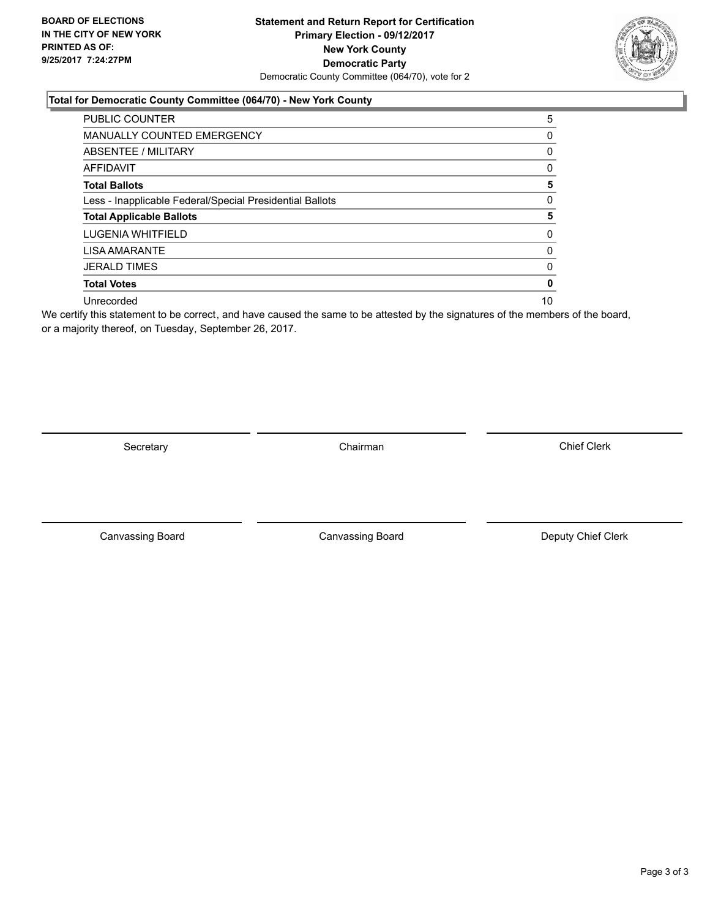**BOARD OF ELECTIONS**
**IN THE CITY OF NEW YORK**
**PRINTED AS OF:**
**9/25/2017 7:24:27PM**

**Statement and Return Report for Certification**
**Primary Election - 09/12/2017**
**New York County**
**Democratic Party**
Democratic County Committee (064/70), vote for 2

### Total for Democratic County Committee (064/70) - New York County

| | |
|---|---|
| PUBLIC COUNTER | 5 |
| MANUALLY COUNTED EMERGENCY | 0 |
| ABSENTEE / MILITARY | 0 |
| AFFIDAVIT | 0 |
| **Total Ballots** | **5** |
| Less - Inapplicable Federal/Special Presidential Ballots | 0 |
| **Total Applicable Ballots** | **5** |
| LUGENIA WHITFIELD | 0 |
| LISA AMARANTE | 0 |
| JERALD TIMES | 0 |
| **Total Votes** | **0** |
| Unrecorded | 10 |

We certify this statement to be correct, and have caused the same to be attested by the signatures of the members of the board, or a majority thereof, on Tuesday, September 26, 2017.

Secretary

Chairman

Chief Clerk

Canvassing Board

Canvassing Board

Deputy Chief Clerk